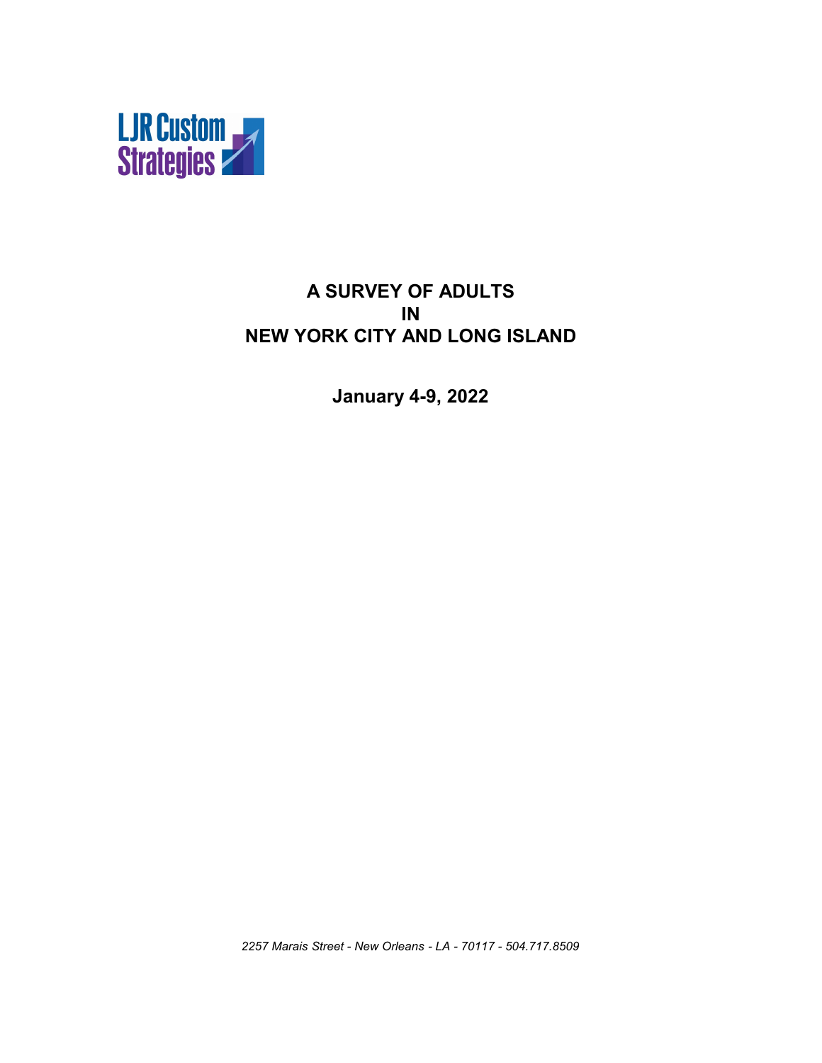LJR Custom Strategies

# A SURVEY OF ADULTS
# IN
# NEW YORK CITY AND LONG ISLAND

## January 4-9, 2022

*2257 Marais Street - New Orleans - LA - 70117 - 504.717.8509*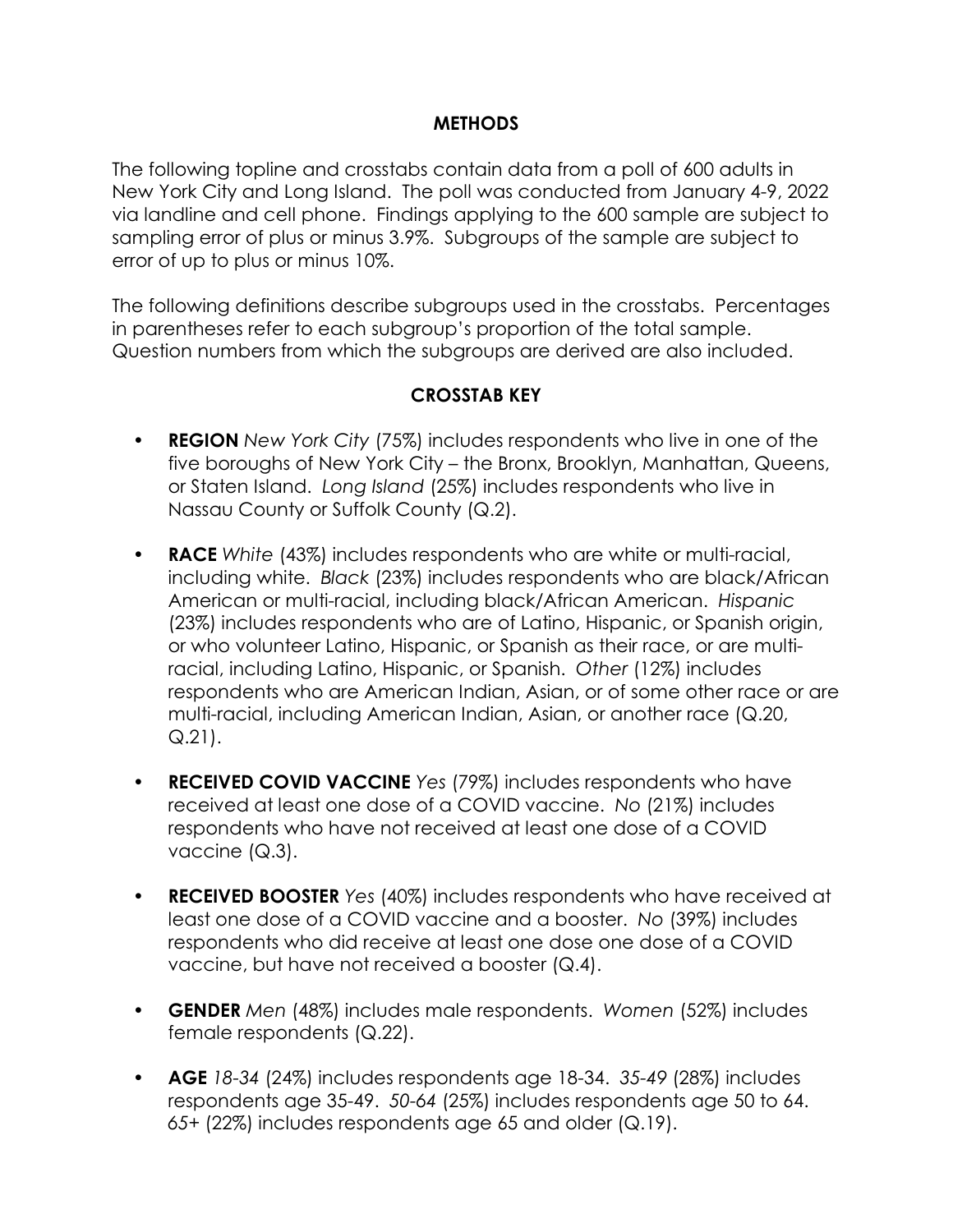## METHODS

The following topline and crosstabs contain data from a poll of 600 adults in New York City and Long Island. The poll was conducted from January 4-9, 2022 via landline and cell phone. Findings applying to the 600 sample are subject to sampling error of plus or minus 3.9%. Subgroups of the sample are subject to error of up to plus or minus 10%.

The following definitions describe subgroups used in the crosstabs. Percentages in parentheses refer to each subgroup's proportion of the total sample. Question numbers from which the subgroups are derived are also included.

## CROSSTAB KEY

- **REGION** *New York City* (75%) includes respondents who live in one of the five boroughs of New York City – the Bronx, Brooklyn, Manhattan, Queens, or Staten Island. *Long Island* (25%) includes respondents who live in Nassau County or Suffolk County (Q.2).
- **RACE** *White* (43%) includes respondents who are white or multi-racial, including white. *Black* (23%) includes respondents who are black/African American or multi-racial, including black/African American. *Hispanic* (23%) includes respondents who are of Latino, Hispanic, or Spanish origin, or who volunteer Latino, Hispanic, or Spanish as their race, or are multi-racial, including Latino, Hispanic, or Spanish. *Other* (12%) includes respondents who are American Indian, Asian, or of some other race or are multi-racial, including American Indian, Asian, or another race (Q.20, Q.21).
- **RECEIVED COVID VACCINE** *Yes* (79%) includes respondents who have received at least one dose of a COVID vaccine. *No* (21%) includes respondents who have not received at least one dose of a COVID vaccine (Q.3).
- **RECEIVED BOOSTER** *Yes* (40%) includes respondents who have received at least one dose of a COVID vaccine and a booster. *No* (39%) includes respondents who did receive at least one dose one dose of a COVID vaccine, but have not received a booster (Q.4).
- **GENDER** *Men* (48%) includes male respondents. *Women* (52%) includes female respondents (Q.22).
- **AGE** *18-34* (24%) includes respondents age 18-34. *35-49* (28%) includes respondents age 35-49. *50-64* (25%) includes respondents age 50 to 64. *65+* (22%) includes respondents age 65 and older (Q.19).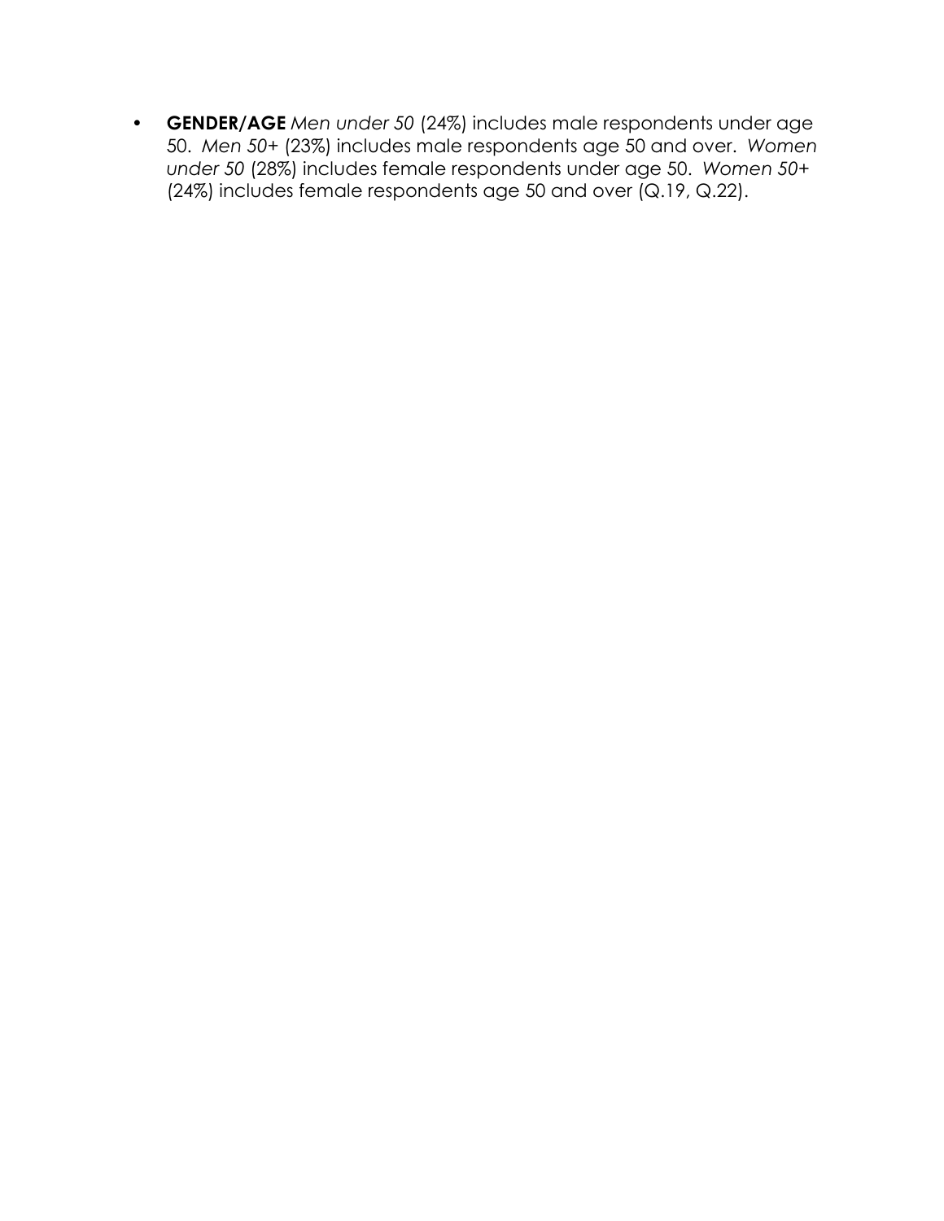- **GENDER/AGE** *Men under 50* (24%) includes male respondents under age 50. *Men 50+* (23%) includes male respondents age 50 and over. *Women under 50* (28%) includes female respondents under age 50. *Women 50+* (24%) includes female respondents age 50 and over (Q.19, Q.22).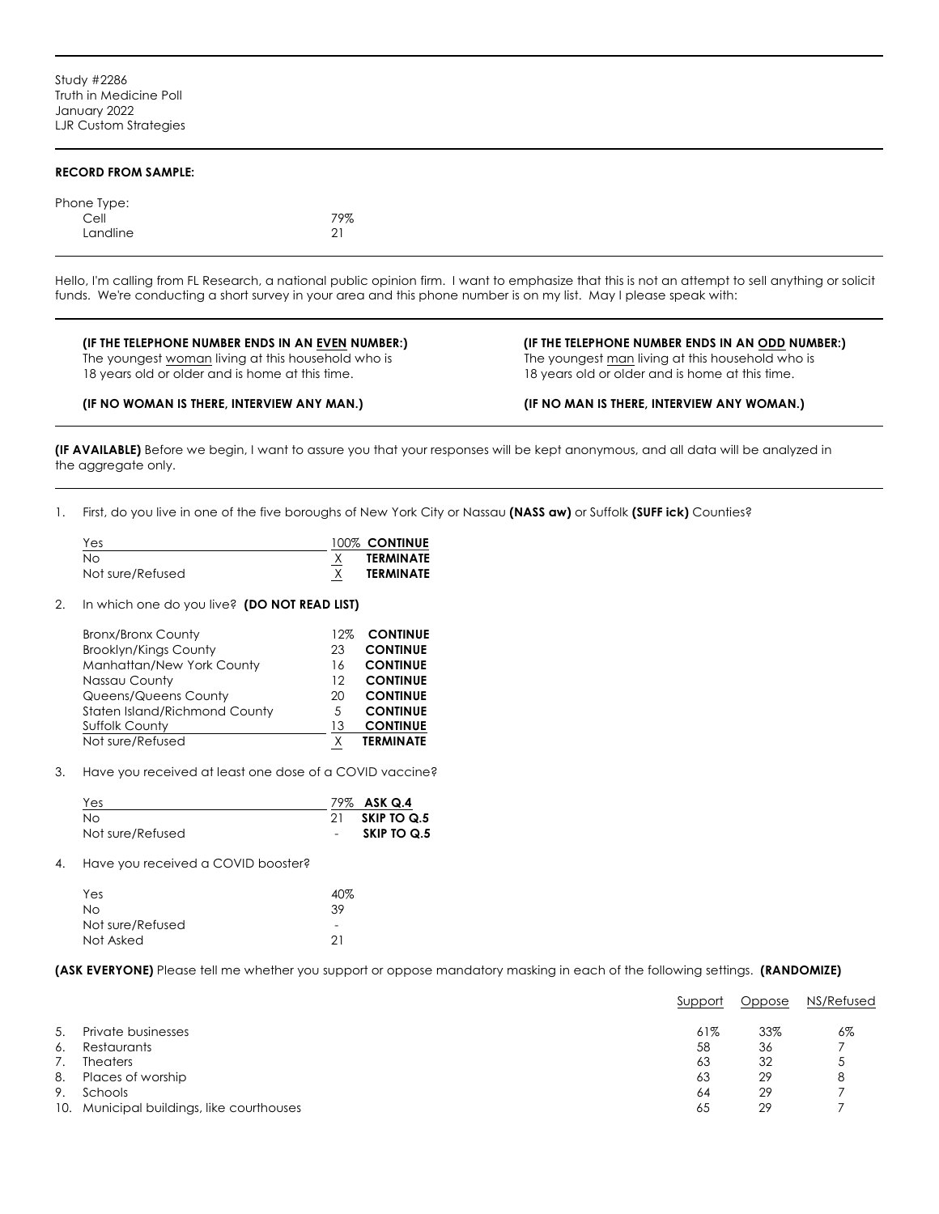Study #2286
Truth in Medicine Poll
January 2022
LJR Custom Strategies

---

**RECORD FROM SAMPLE:**

| Phone Type: | |
|---|---|
| Cell | 79% |
| Landline | 21 |

---

Hello, I'm calling from FL Research, a national public opinion firm. I want to emphasize that this is not an attempt to sell anything or solicit funds. We're conducting a short survey in your area and this phone number is on my list. May I please speak with:

---

**(IF THE TELEPHONE NUMBER ENDS IN AN EVEN NUMBER:)**
The youngest woman living at this household who is 18 years old or older and is home at this time.

**(IF NO WOMAN IS THERE, INTERVIEW ANY MAN.)**

**(IF THE TELEPHONE NUMBER ENDS IN AN ODD NUMBER:)**
The youngest man living at this household who is 18 years old or older and is home at this time.

**(IF NO MAN IS THERE, INTERVIEW ANY WOMAN.)**

---

**(IF AVAILABLE)** Before we begin, I want to assure you that your responses will be kept anonymous, and all data will be analyzed in the aggregate only.

---

1. First, do you live in one of the five boroughs of New York City or Nassau **(NASS aw)** or Suffolk **(SUFF ick)** Counties?

| | | |
|---|---|---|
| Yes | 100% | **CONTINUE** |
| No | X | **TERMINATE** |
| Not sure/Refused | X | **TERMINATE** |

2. In which one do you live? **(DO NOT READ LIST)**

| | | |
|---|---|---|
| Bronx/Bronx County | 12% | **CONTINUE** |
| Brooklyn/Kings County | 23 | **CONTINUE** |
| Manhattan/New York County | 16 | **CONTINUE** |
| Nassau County | 12 | **CONTINUE** |
| Queens/Queens County | 20 | **CONTINUE** |
| Staten Island/Richmond County | 5 | **CONTINUE** |
| Suffolk County | 13 | **CONTINUE** |
| Not sure/Refused | X | **TERMINATE** |

3. Have you received at least one dose of a COVID vaccine?

| | | |
|---|---|---|
| Yes | 79% | **ASK Q.4** |
| No | 21 | **SKIP TO Q.5** |
| Not sure/Refused | - | **SKIP TO Q.5** |

4. Have you received a COVID booster?

| | |
|---|---|
| Yes | 40% |
| No | 39 |
| Not sure/Refused | - |
| Not Asked | 21 |

**(ASK EVERYONE)** Please tell me whether you support or oppose mandatory masking in each of the following settings. **(RANDOMIZE)**

| | | Support | Oppose | NS/Refused |
|---|---|---|---|---|
| 5. | Private businesses | 61% | 33% | 6% |
| 6. | Restaurants | 58 | 36 | 7 |
| 7. | Theaters | 63 | 32 | 5 |
| 8. | Places of worship | 63 | 29 | 8 |
| 9. | Schools | 64 | 29 | 7 |
| 10. | Municipal buildings, like courthouses | 65 | 29 | 7 |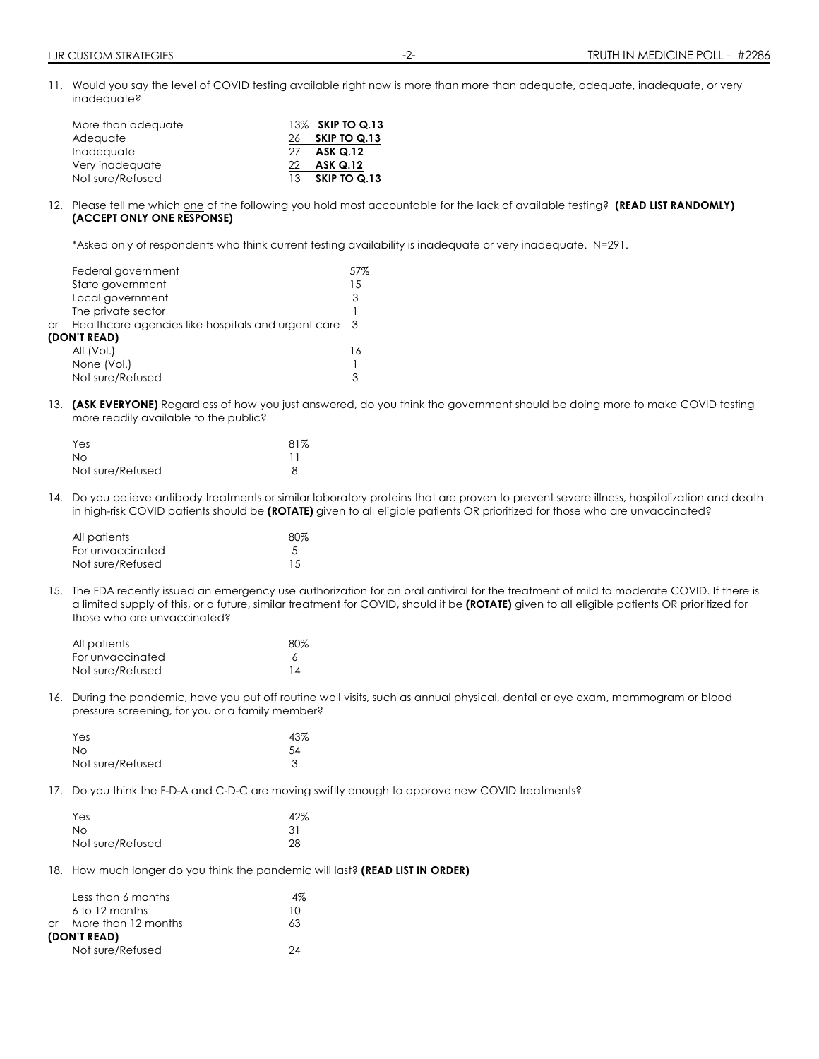11. Would you say the level of COVID testing available right now is more than more than adequate, adequate, inadequate, or very inadequate?

| | | |
|---|---|---|
| More than adequate | 13% | **SKIP TO Q.13** |
| Adequate | 26 | **SKIP TO Q.13** |
| Inadequate | 27 | **ASK Q.12** |
| Very inadequate | 22 | **ASK Q.12** |
| Not sure/Refused | 13 | **SKIP TO Q.13** |

12. Please tell me which one of the following you hold most accountable for the lack of available testing? **(READ LIST RANDOMLY) (ACCEPT ONLY ONE RESPONSE)**

*Asked only of respondents who think current testing availability is inadequate or very inadequate. N=291.

| | |
|---|---|
| Federal government | 57% |
| State government | 15 |
| Local government | 3 |
| The private sector | 1 |
| or Healthcare agencies like hospitals and urgent care | 3 |
| **(DON'T READ)** | |
| All (Vol.) | 16 |
| None (Vol.) | 1 |
| Not sure/Refused | 3 |

13. **(ASK EVERYONE)** Regardless of how you just answered, do you think the government should be doing more to make COVID testing more readily available to the public?

| | |
|---|---|
| Yes | 81% |
| No | 11 |
| Not sure/Refused | 8 |

14. Do you believe antibody treatments or similar laboratory proteins that are proven to prevent severe illness, hospitalization and death in high-risk COVID patients should be **(ROTATE)** given to all eligible patients OR prioritized for those who are unvaccinated?

| | |
|---|---|
| All patients | 80% |
| For unvaccinated | 5 |
| Not sure/Refused | 15 |

15. The FDA recently issued an emergency use authorization for an oral antiviral for the treatment of mild to moderate COVID. If there is a limited supply of this, or a future, similar treatment for COVID, should it be **(ROTATE)** given to all eligible patients OR prioritized for those who are unvaccinated?

| | |
|---|---|
| All patients | 80% |
| For unvaccinated | 6 |
| Not sure/Refused | 14 |

16. During the pandemic, have you put off routine well visits, such as annual physical, dental or eye exam, mammogram or blood pressure screening, for you or a family member?

| | |
|---|---|
| Yes | 43% |
| No | 54 |
| Not sure/Refused | 3 |

17. Do you think the F-D-A and C-D-C are moving swiftly enough to approve new COVID treatments?

| | |
|---|---|
| Yes | 42% |
| No | 31 |
| Not sure/Refused | 28 |

18. How much longer do you think the pandemic will last? **(READ LIST IN ORDER)**

| | |
|---|---|
| Less than 6 months | 4% |
| 6 to 12 months | 10 |
| or More than 12 months | 63 |
| **(DON'T READ)** | |
| Not sure/Refused | 24 |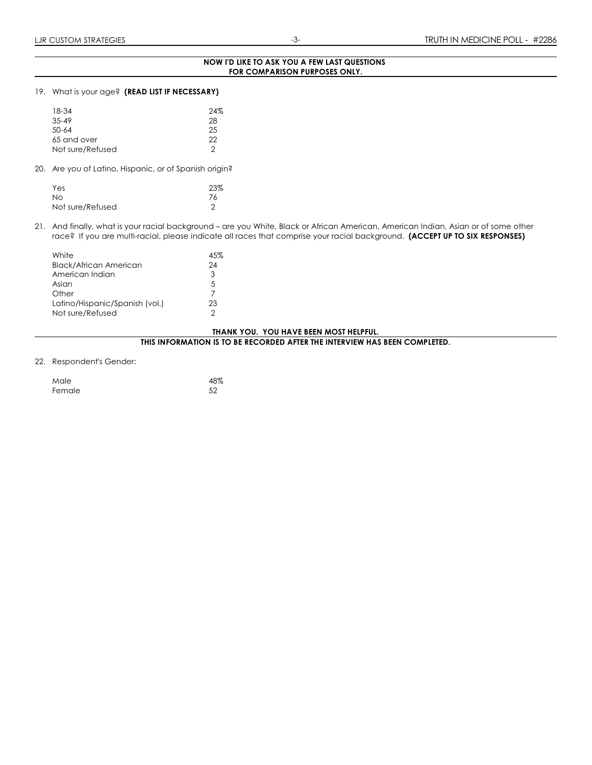**NOW I'D LIKE TO ASK YOU A FEW LAST QUESTIONS FOR COMPARISON PURPOSES ONLY.**

19. What is your age? **(READ LIST IF NECESSARY)**

| | |
|---|---|
| 18-34 | 24% |
| 35-49 | 28 |
| 50-64 | 25 |
| 65 and over | 22 |
| Not sure/Refused | 2 |

20. Are you of Latino, Hispanic, or of Spanish origin?

| | |
|---|---|
| Yes | 23% |
| No | 76 |
| Not sure/Refused | 2 |

21. And finally, what is your racial background – are you White, Black or African American, American Indian, Asian or of some other race? If you are multi-racial, please indicate all races that comprise your racial background. **(ACCEPT UP TO SIX RESPONSES)**

| | |
|---|---|
| White | 45% |
| Black/African American | 24 |
| American Indian | 3 |
| Asian | 5 |
| Other | 7 |
| Latino/Hispanic/Spanish (vol.) | 23 |
| Not sure/Refused | 2 |

**THANK YOU. YOU HAVE BEEN MOST HELPFUL.**

**THIS INFORMATION IS TO BE RECORDED AFTER THE INTERVIEW HAS BEEN COMPLETED.**

22. Respondent's Gender:

| | |
|---|---|
| Male | 48% |
| Female | 52 |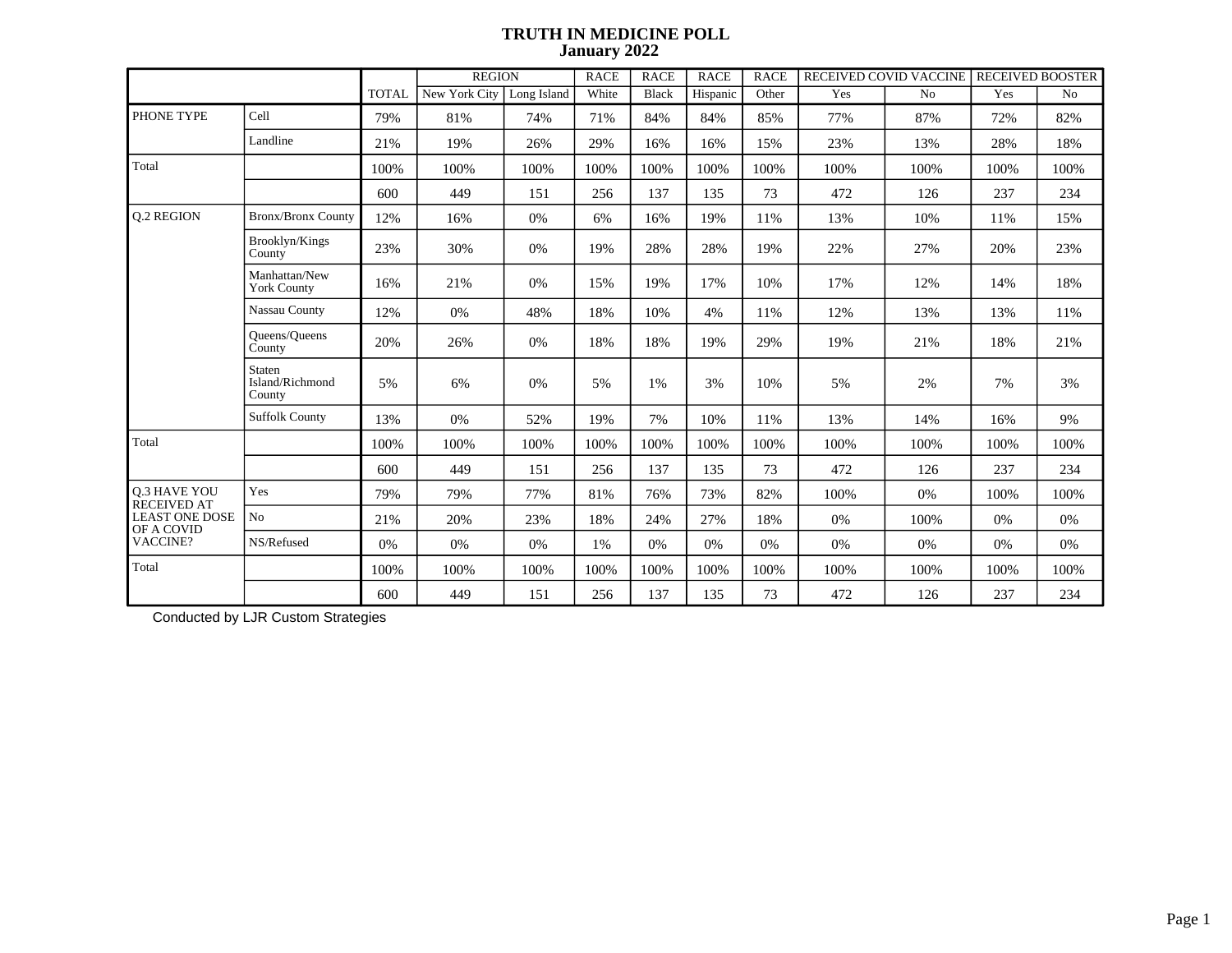# TRUTH IN MEDICINE POLL
## January 2022

| | | TOTAL | REGION | | RACE | RACE | RACE | RACE | RECEIVED COVID VACCINE | | RECEIVED BOOSTER | |
|---|---|---|---|---|---|---|---|---|---|---|---|---|
| | | | New York City | Long Island | White | Black | Hispanic | Other | Yes | No | Yes | No |
| PHONE TYPE | Cell | 79% | 81% | 74% | 71% | 84% | 84% | 85% | 77% | 87% | 72% | 82% |
| | Landline | 21% | 19% | 26% | 29% | 16% | 16% | 15% | 23% | 13% | 28% | 18% |
| Total | | 100% | 100% | 100% | 100% | 100% | 100% | 100% | 100% | 100% | 100% | 100% |
| | | 600 | 449 | 151 | 256 | 137 | 135 | 73 | 472 | 126 | 237 | 234 |
| Q.2 REGION | Bronx/Bronx County | 12% | 16% | 0% | 6% | 16% | 19% | 11% | 13% | 10% | 11% | 15% |
| | Brooklyn/Kings County | 23% | 30% | 0% | 19% | 28% | 28% | 19% | 22% | 27% | 20% | 23% |
| | Manhattan/New York County | 16% | 21% | 0% | 15% | 19% | 17% | 10% | 17% | 12% | 14% | 18% |
| | Nassau County | 12% | 0% | 48% | 18% | 10% | 4% | 11% | 12% | 13% | 13% | 11% |
| | Queens/Queens County | 20% | 26% | 0% | 18% | 18% | 19% | 29% | 19% | 21% | 18% | 21% |
| | Staten Island/Richmond County | 5% | 6% | 0% | 5% | 1% | 3% | 10% | 5% | 2% | 7% | 3% |
| | Suffolk County | 13% | 0% | 52% | 19% | 7% | 10% | 11% | 13% | 14% | 16% | 9% |
| Total | | 100% | 100% | 100% | 100% | 100% | 100% | 100% | 100% | 100% | 100% | 100% |
| | | 600 | 449 | 151 | 256 | 137 | 135 | 73 | 472 | 126 | 237 | 234 |
| Q.3 HAVE YOU RECEIVED AT LEAST ONE DOSE OF A COVID VACCINE? | Yes | 79% | 79% | 77% | 81% | 76% | 73% | 82% | 100% | 0% | 100% | 100% |
| | No | 21% | 20% | 23% | 18% | 24% | 27% | 18% | 0% | 100% | 0% | 0% |
| | NS/Refused | 0% | 0% | 0% | 1% | 0% | 0% | 0% | 0% | 0% | 0% | 0% |
| Total | | 100% | 100% | 100% | 100% | 100% | 100% | 100% | 100% | 100% | 100% | 100% |
| | | 600 | 449 | 151 | 256 | 137 | 135 | 73 | 472 | 126 | 237 | 234 |

Conducted by LJR Custom Strategies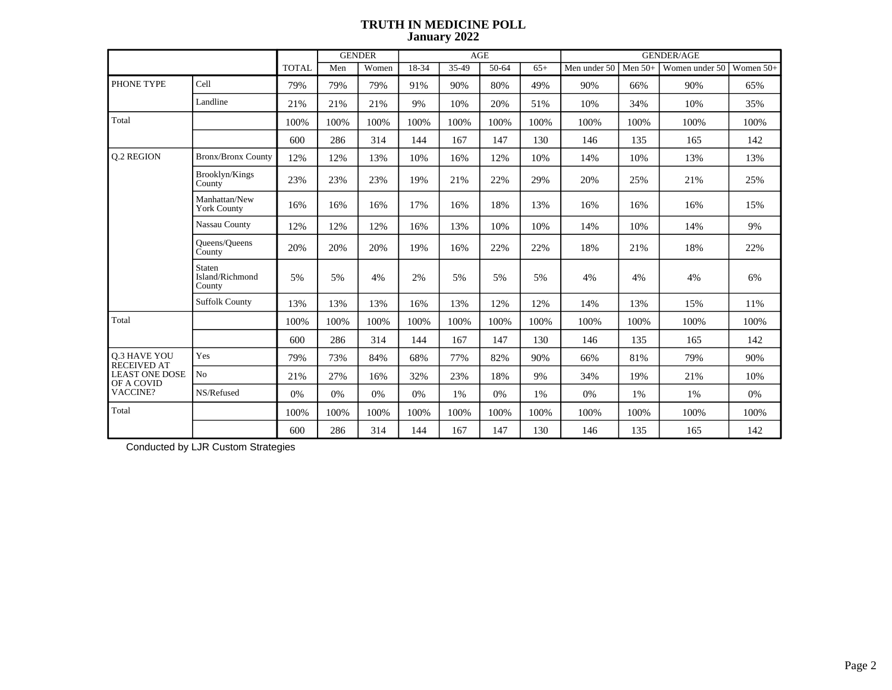# TRUTH IN MEDICINE POLL
## January 2022

| | | TOTAL | GENDER | | AGE | | | | GENDER/AGE | | | |
|---|---|---|---|---|---|---|---|---|---|---|---|---|
| | | | Men | Women | 18-34 | 35-49 | 50-64 | 65+ | Men under 50 | Men 50+ | Women under 50 | Women 50+ |
| PHONE TYPE | Cell | 79% | 79% | 79% | 91% | 90% | 80% | 49% | 90% | 66% | 90% | 65% |
| | Landline | 21% | 21% | 21% | 9% | 10% | 20% | 51% | 10% | 34% | 10% | 35% |
| Total | | 100% | 100% | 100% | 100% | 100% | 100% | 100% | 100% | 100% | 100% | 100% |
| | | 600 | 286 | 314 | 144 | 167 | 147 | 130 | 146 | 135 | 165 | 142 |
| Q.2 REGION | Bronx/Bronx County | 12% | 12% | 13% | 10% | 16% | 12% | 10% | 14% | 10% | 13% | 13% |
| | Brooklyn/Kings County | 23% | 23% | 23% | 19% | 21% | 22% | 29% | 20% | 25% | 21% | 25% |
| | Manhattan/New York County | 16% | 16% | 16% | 17% | 16% | 18% | 13% | 16% | 16% | 16% | 15% |
| | Nassau County | 12% | 12% | 12% | 16% | 13% | 10% | 10% | 14% | 10% | 14% | 9% |
| | Queens/Queens County | 20% | 20% | 20% | 19% | 16% | 22% | 22% | 18% | 21% | 18% | 22% |
| | Staten Island/Richmond County | 5% | 5% | 4% | 2% | 5% | 5% | 5% | 4% | 4% | 4% | 6% |
| | Suffolk County | 13% | 13% | 13% | 16% | 13% | 12% | 12% | 14% | 13% | 15% | 11% |
| Total | | 100% | 100% | 100% | 100% | 100% | 100% | 100% | 100% | 100% | 100% | 100% |
| | | 600 | 286 | 314 | 144 | 167 | 147 | 130 | 146 | 135 | 165 | 142 |
| Q.3 HAVE YOU RECEIVED AT LEAST ONE DOSE OF A COVID VACCINE? | Yes | 79% | 73% | 84% | 68% | 77% | 82% | 90% | 66% | 81% | 79% | 90% |
| | No | 21% | 27% | 16% | 32% | 23% | 18% | 9% | 34% | 19% | 21% | 10% |
| | NS/Refused | 0% | 0% | 0% | 0% | 1% | 0% | 1% | 0% | 1% | 1% | 0% |
| Total | | 100% | 100% | 100% | 100% | 100% | 100% | 100% | 100% | 100% | 100% | 100% |
| | | 600 | 286 | 314 | 144 | 167 | 147 | 130 | 146 | 135 | 165 | 142 |

Conducted by LJR Custom Strategies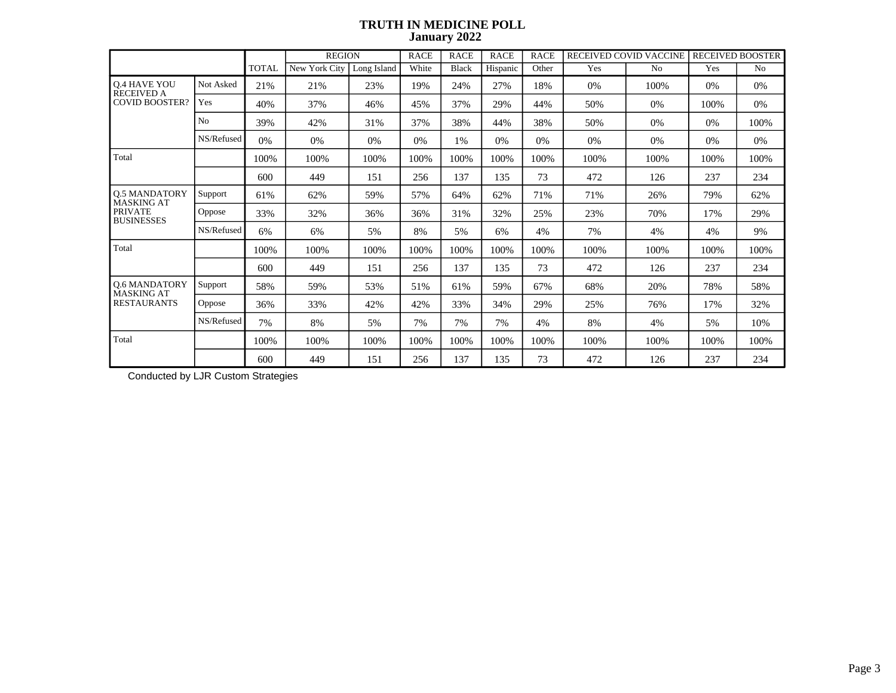# TRUTH IN MEDICINE POLL
## January 2022

| | | TOTAL | REGION | | RACE | RACE | RACE | RACE | RECEIVED COVID VACCINE | | RECEIVED BOOSTER | |
|---|---|---|---|---|---|---|---|---|---|---|---|---|
| | | | New York City | Long Island | White | Black | Hispanic | Other | Yes | No | Yes | No |
| Q.4 HAVE YOU RECEIVED A COVID BOOSTER? | Not Asked | 21% | 21% | 23% | 19% | 24% | 27% | 18% | 0% | 100% | 0% | 0% |
| | Yes | 40% | 37% | 46% | 45% | 37% | 29% | 44% | 50% | 0% | 100% | 0% |
| | No | 39% | 42% | 31% | 37% | 38% | 44% | 38% | 50% | 0% | 0% | 100% |
| | NS/Refused | 0% | 0% | 0% | 0% | 1% | 0% | 0% | 0% | 0% | 0% | 0% |
| Total | | 100% | 100% | 100% | 100% | 100% | 100% | 100% | 100% | 100% | 100% | 100% |
| | | 600 | 449 | 151 | 256 | 137 | 135 | 73 | 472 | 126 | 237 | 234 |
| Q.5 MANDATORY MASKING AT PRIVATE BUSINESSES | Support | 61% | 62% | 59% | 57% | 64% | 62% | 71% | 71% | 26% | 79% | 62% |
| | Oppose | 33% | 32% | 36% | 36% | 31% | 32% | 25% | 23% | 70% | 17% | 29% |
| | NS/Refused | 6% | 6% | 5% | 8% | 5% | 6% | 4% | 7% | 4% | 4% | 9% |
| Total | | 100% | 100% | 100% | 100% | 100% | 100% | 100% | 100% | 100% | 100% | 100% |
| | | 600 | 449 | 151 | 256 | 137 | 135 | 73 | 472 | 126 | 237 | 234 |
| Q.6 MANDATORY MASKING AT RESTAURANTS | Support | 58% | 59% | 53% | 51% | 61% | 59% | 67% | 68% | 20% | 78% | 58% |
| | Oppose | 36% | 33% | 42% | 42% | 33% | 34% | 29% | 25% | 76% | 17% | 32% |
| | NS/Refused | 7% | 8% | 5% | 7% | 7% | 7% | 4% | 8% | 4% | 5% | 10% |
| Total | | 100% | 100% | 100% | 100% | 100% | 100% | 100% | 100% | 100% | 100% | 100% |
| | | 600 | 449 | 151 | 256 | 137 | 135 | 73 | 472 | 126 | 237 | 234 |

Conducted by LJR Custom Strategies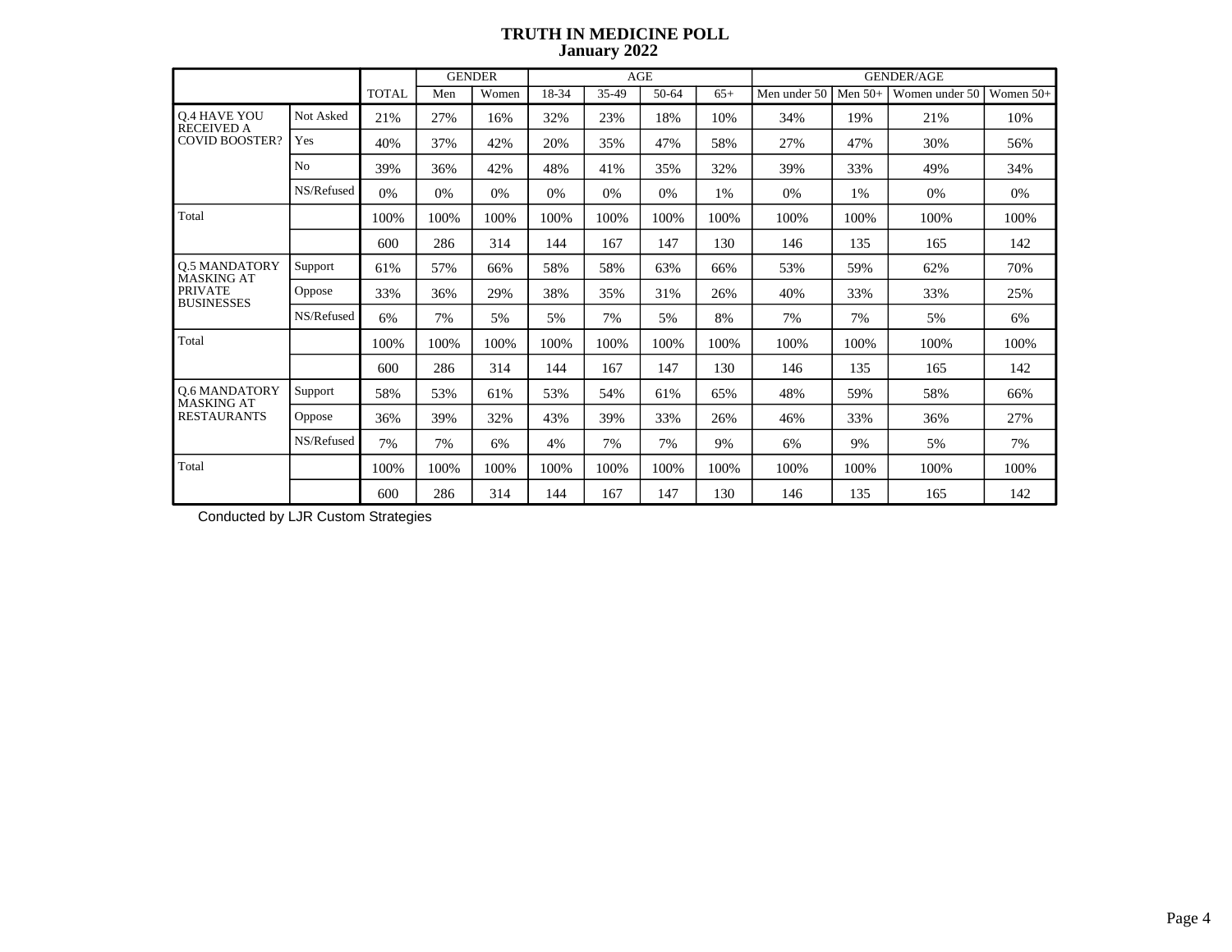# TRUTH IN MEDICINE POLL
## January 2022

| | | TOTAL | GENDER | | AGE | | | | GENDER/AGE | | | |
|---|---|---|---|---|---|---|---|---|---|---|---|---|
| | | | Men | Women | 18-34 | 35-49 | 50-64 | 65+ | Men under 50 | Men 50+ | Women under 50 | Women 50+ |
| Q.4 HAVE YOU RECEIVED A COVID BOOSTER? | Not Asked | 21% | 27% | 16% | 32% | 23% | 18% | 10% | 34% | 19% | 21% | 10% |
| | Yes | 40% | 37% | 42% | 20% | 35% | 47% | 58% | 27% | 47% | 30% | 56% |
| | No | 39% | 36% | 42% | 48% | 41% | 35% | 32% | 39% | 33% | 49% | 34% |
| | NS/Refused | 0% | 0% | 0% | 0% | 0% | 0% | 1% | 0% | 1% | 0% | 0% |
| Total | | 100% | 100% | 100% | 100% | 100% | 100% | 100% | 100% | 100% | 100% | 100% |
| | | 600 | 286 | 314 | 144 | 167 | 147 | 130 | 146 | 135 | 165 | 142 |
| Q.5 MANDATORY MASKING AT PRIVATE BUSINESSES | Support | 61% | 57% | 66% | 58% | 58% | 63% | 66% | 53% | 59% | 62% | 70% |
| | Oppose | 33% | 36% | 29% | 38% | 35% | 31% | 26% | 40% | 33% | 33% | 25% |
| | NS/Refused | 6% | 7% | 5% | 5% | 7% | 5% | 8% | 7% | 7% | 5% | 6% |
| Total | | 100% | 100% | 100% | 100% | 100% | 100% | 100% | 100% | 100% | 100% | 100% |
| | | 600 | 286 | 314 | 144 | 167 | 147 | 130 | 146 | 135 | 165 | 142 |
| Q.6 MANDATORY MASKING AT RESTAURANTS | Support | 58% | 53% | 61% | 53% | 54% | 61% | 65% | 48% | 59% | 58% | 66% |
| | Oppose | 36% | 39% | 32% | 43% | 39% | 33% | 26% | 46% | 33% | 36% | 27% |
| | NS/Refused | 7% | 7% | 6% | 4% | 7% | 7% | 9% | 6% | 9% | 5% | 7% |
| Total | | 100% | 100% | 100% | 100% | 100% | 100% | 100% | 100% | 100% | 100% | 100% |
| | | 600 | 286 | 314 | 144 | 167 | 147 | 130 | 146 | 135 | 165 | 142 |

Conducted by LJR Custom Strategies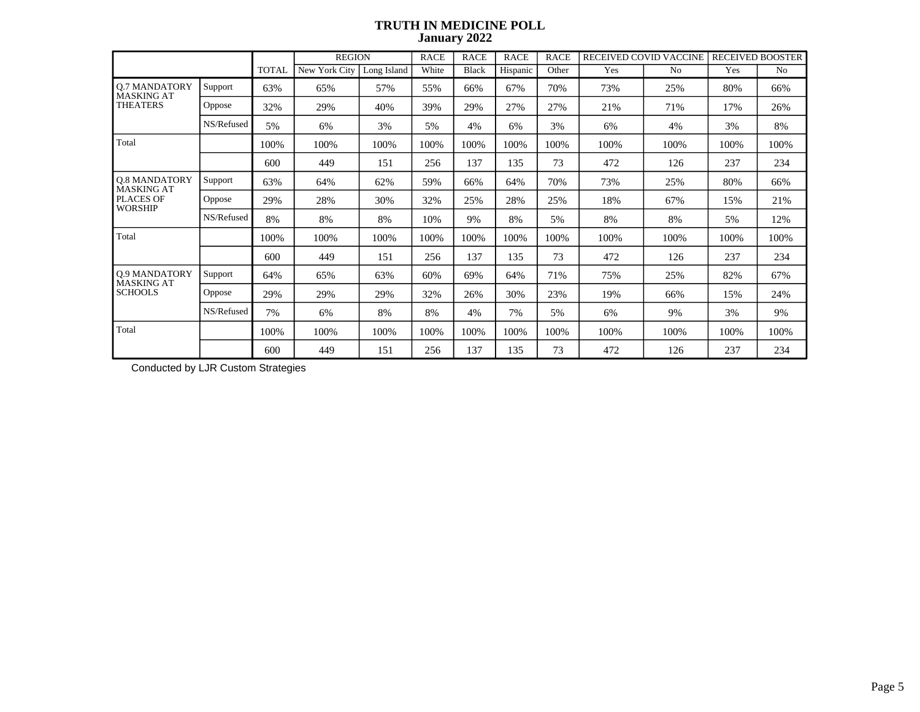**TRUTH IN MEDICINE POLL**
**January 2022**

| | | TOTAL | REGION | | RACE | RACE | RACE | RACE | RECEIVED COVID VACCINE | | RECEIVED BOOSTER | |
|---|---|---|---|---|---|---|---|---|---|---|---|---|
| | | | New York City | Long Island | White | Black | Hispanic | Other | Yes | No | Yes | No |
| Q.7 MANDATORY MASKING AT THEATERS | Support | 63% | 65% | 57% | 55% | 66% | 67% | 70% | 73% | 25% | 80% | 66% |
| | Oppose | 32% | 29% | 40% | 39% | 29% | 27% | 27% | 21% | 71% | 17% | 26% |
| | NS/Refused | 5% | 6% | 3% | 5% | 4% | 6% | 3% | 6% | 4% | 3% | 8% |
| Total | | 100% | 100% | 100% | 100% | 100% | 100% | 100% | 100% | 100% | 100% | 100% |
| | | 600 | 449 | 151 | 256 | 137 | 135 | 73 | 472 | 126 | 237 | 234 |
| Q.8 MANDATORY MASKING AT PLACES OF WORSHIP | Support | 63% | 64% | 62% | 59% | 66% | 64% | 70% | 73% | 25% | 80% | 66% |
| | Oppose | 29% | 28% | 30% | 32% | 25% | 28% | 25% | 18% | 67% | 15% | 21% |
| | NS/Refused | 8% | 8% | 8% | 10% | 9% | 8% | 5% | 8% | 8% | 5% | 12% |
| Total | | 100% | 100% | 100% | 100% | 100% | 100% | 100% | 100% | 100% | 100% | 100% |
| | | 600 | 449 | 151 | 256 | 137 | 135 | 73 | 472 | 126 | 237 | 234 |
| Q.9 MANDATORY MASKING AT SCHOOLS | Support | 64% | 65% | 63% | 60% | 69% | 64% | 71% | 75% | 25% | 82% | 67% |
| | Oppose | 29% | 29% | 29% | 32% | 26% | 30% | 23% | 19% | 66% | 15% | 24% |
| | NS/Refused | 7% | 6% | 8% | 8% | 4% | 7% | 5% | 6% | 9% | 3% | 9% |
| Total | | 100% | 100% | 100% | 100% | 100% | 100% | 100% | 100% | 100% | 100% | 100% |
| | | 600 | 449 | 151 | 256 | 137 | 135 | 73 | 472 | 126 | 237 | 234 |

Conducted by LJR Custom Strategies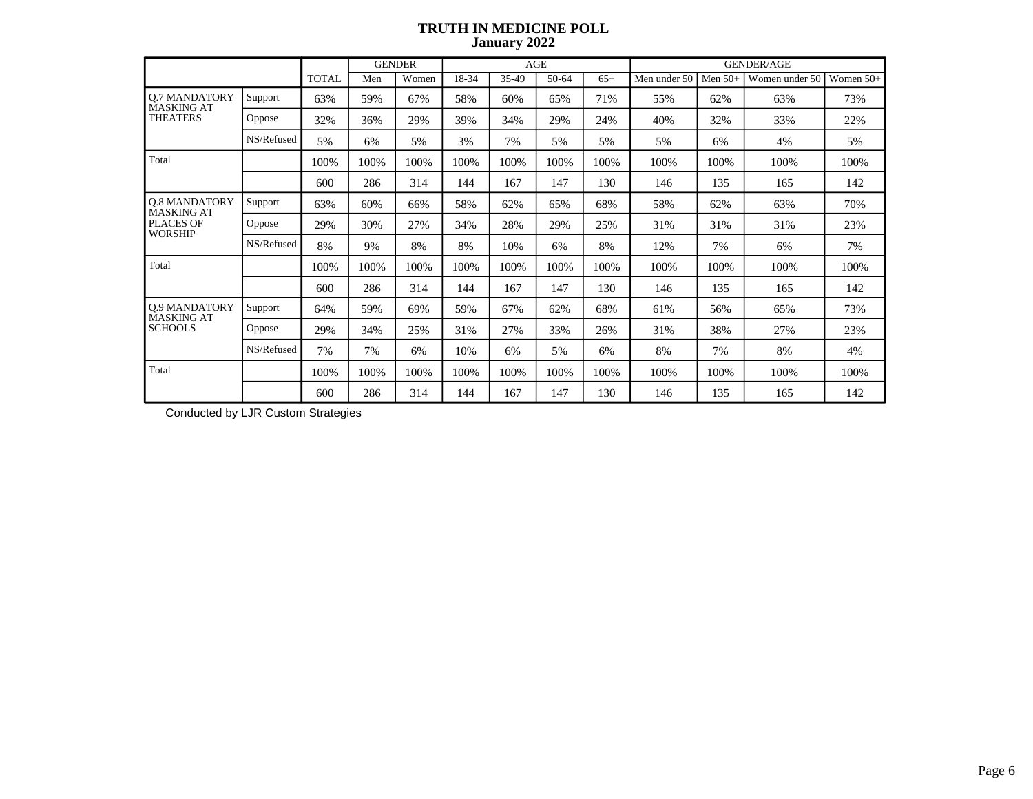# TRUTH IN MEDICINE POLL
## January 2022

| | | TOTAL | GENDER | | AGE | | | | GENDER/AGE | | | |
|---|---|---|---|---|---|---|---|---|---|---|---|---|
| | | | Men | Women | 18-34 | 35-49 | 50-64 | 65+ | Men under 50 | Men 50+ | Women under 50 | Women 50+ |
| Q.7 MANDATORY MASKING AT THEATERS | Support | 63% | 59% | 67% | 58% | 60% | 65% | 71% | 55% | 62% | 63% | 73% |
| | Oppose | 32% | 36% | 29% | 39% | 34% | 29% | 24% | 40% | 32% | 33% | 22% |
| | NS/Refused | 5% | 6% | 5% | 3% | 7% | 5% | 5% | 5% | 6% | 4% | 5% |
| Total | | 100% | 100% | 100% | 100% | 100% | 100% | 100% | 100% | 100% | 100% | 100% |
| | | 600 | 286 | 314 | 144 | 167 | 147 | 130 | 146 | 135 | 165 | 142 |
| Q.8 MANDATORY MASKING AT PLACES OF WORSHIP | Support | 63% | 60% | 66% | 58% | 62% | 65% | 68% | 58% | 62% | 63% | 70% |
| | Oppose | 29% | 30% | 27% | 34% | 28% | 29% | 25% | 31% | 31% | 31% | 23% |
| | NS/Refused | 8% | 9% | 8% | 8% | 10% | 6% | 8% | 12% | 7% | 6% | 7% |
| Total | | 100% | 100% | 100% | 100% | 100% | 100% | 100% | 100% | 100% | 100% | 100% |
| | | 600 | 286 | 314 | 144 | 167 | 147 | 130 | 146 | 135 | 165 | 142 |
| Q.9 MANDATORY MASKING AT SCHOOLS | Support | 64% | 59% | 69% | 59% | 67% | 62% | 68% | 61% | 56% | 65% | 73% |
| | Oppose | 29% | 34% | 25% | 31% | 27% | 33% | 26% | 31% | 38% | 27% | 23% |
| | NS/Refused | 7% | 7% | 6% | 10% | 6% | 5% | 6% | 8% | 7% | 8% | 4% |
| Total | | 100% | 100% | 100% | 100% | 100% | 100% | 100% | 100% | 100% | 100% | 100% |
| | | 600 | 286 | 314 | 144 | 167 | 147 | 130 | 146 | 135 | 165 | 142 |

Conducted by LJR Custom Strategies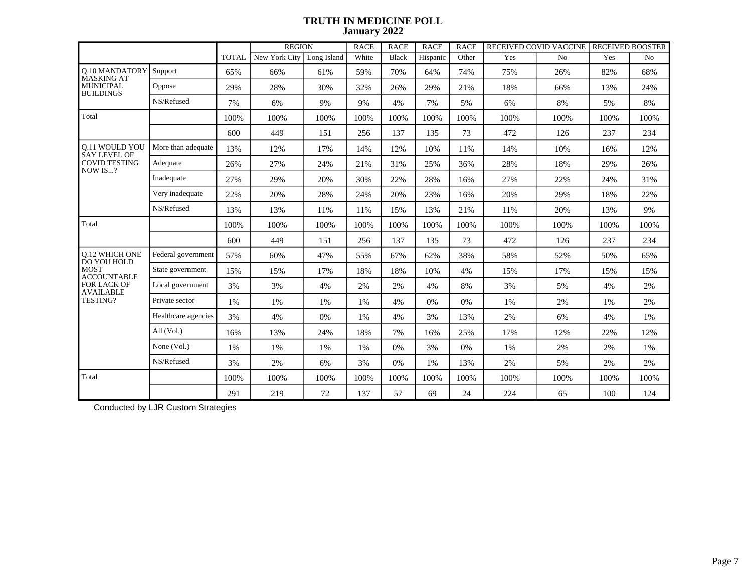# TRUTH IN MEDICINE POLL
## January 2022

| | | TOTAL | REGION | | RACE | RACE | RACE | RACE | RECEIVED COVID VACCINE | | RECEIVED BOOSTER | |
|---|---|---|---|---|---|---|---|---|---|---|---|---|
| | | | New York City | Long Island | White | Black | Hispanic | Other | Yes | No | Yes | No |
| Q.10 MANDATORY MASKING AT MUNICIPAL BUILDINGS | Support | 65% | 66% | 61% | 59% | 70% | 64% | 74% | 75% | 26% | 82% | 68% |
| | Oppose | 29% | 28% | 30% | 32% | 26% | 29% | 21% | 18% | 66% | 13% | 24% |
| | NS/Refused | 7% | 6% | 9% | 9% | 4% | 7% | 5% | 6% | 8% | 5% | 8% |
| Total | | 100% | 100% | 100% | 100% | 100% | 100% | 100% | 100% | 100% | 100% | 100% |
| | | 600 | 449 | 151 | 256 | 137 | 135 | 73 | 472 | 126 | 237 | 234 |
| Q.11 WOULD YOU SAY LEVEL OF COVID TESTING NOW IS...? | More than adequate | 13% | 12% | 17% | 14% | 12% | 10% | 11% | 14% | 10% | 16% | 12% |
| | Adequate | 26% | 27% | 24% | 21% | 31% | 25% | 36% | 28% | 18% | 29% | 26% |
| | Inadequate | 27% | 29% | 20% | 30% | 22% | 28% | 16% | 27% | 22% | 24% | 31% |
| | Very inadequate | 22% | 20% | 28% | 24% | 20% | 23% | 16% | 20% | 29% | 18% | 22% |
| | NS/Refused | 13% | 13% | 11% | 11% | 15% | 13% | 21% | 11% | 20% | 13% | 9% |
| Total | | 100% | 100% | 100% | 100% | 100% | 100% | 100% | 100% | 100% | 100% | 100% |
| | | 600 | 449 | 151 | 256 | 137 | 135 | 73 | 472 | 126 | 237 | 234 |
| Q.12 WHICH ONE DO YOU HOLD MOST ACCOUNTABLE FOR LACK OF AVAILABLE TESTING? | Federal government | 57% | 60% | 47% | 55% | 67% | 62% | 38% | 58% | 52% | 50% | 65% |
| | State government | 15% | 15% | 17% | 18% | 18% | 10% | 4% | 15% | 17% | 15% | 15% |
| | Local government | 3% | 3% | 4% | 2% | 2% | 4% | 8% | 3% | 5% | 4% | 2% |
| | Private sector | 1% | 1% | 1% | 1% | 4% | 0% | 0% | 1% | 2% | 1% | 2% |
| | Healthcare agencies | 3% | 4% | 0% | 1% | 4% | 3% | 13% | 2% | 6% | 4% | 1% |
| | All (Vol.) | 16% | 13% | 24% | 18% | 7% | 16% | 25% | 17% | 12% | 22% | 12% |
| | None (Vol.) | 1% | 1% | 1% | 1% | 0% | 3% | 0% | 1% | 2% | 2% | 1% |
| | NS/Refused | 3% | 2% | 6% | 3% | 0% | 1% | 13% | 2% | 5% | 2% | 2% |
| Total | | 100% | 100% | 100% | 100% | 100% | 100% | 100% | 100% | 100% | 100% | 100% |
| | | 291 | 219 | 72 | 137 | 57 | 69 | 24 | 224 | 65 | 100 | 124 |

Conducted by LJR Custom Strategies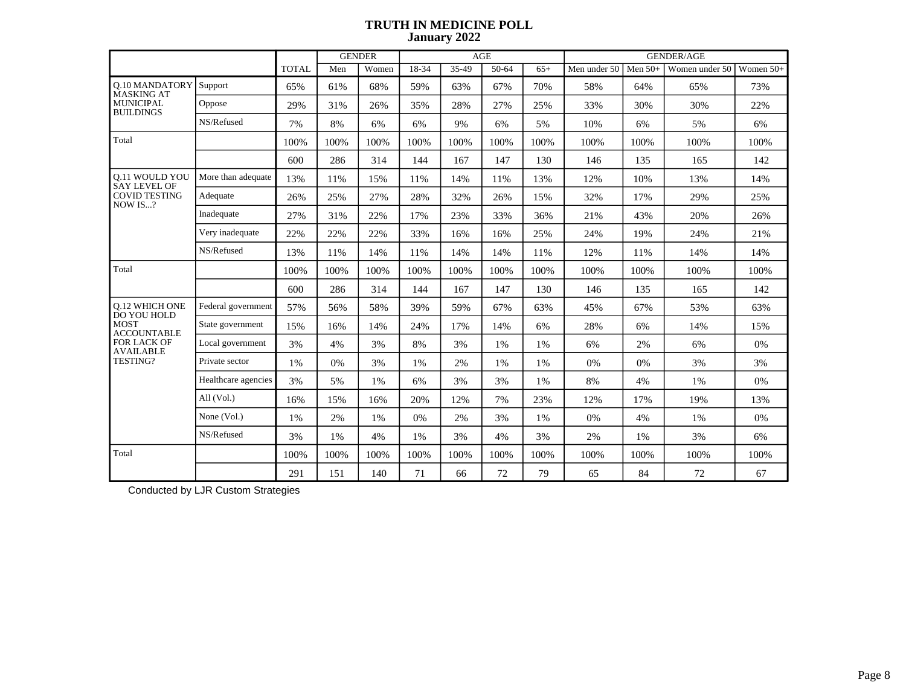# TRUTH IN MEDICINE POLL
## January 2022

| | | TOTAL | GENDER | | AGE | | | | GENDER/AGE | | | |
|---|---|---|---|---|---|---|---|---|---|---|---|---|
| | | | Men | Women | 18-34 | 35-49 | 50-64 | 65+ | Men under 50 | Men 50+ | Women under 50 | Women 50+ |
| Q.10 MANDATORY MASKING AT MUNICIPAL BUILDINGS | Support | 65% | 61% | 68% | 59% | 63% | 67% | 70% | 58% | 64% | 65% | 73% |
| | Oppose | 29% | 31% | 26% | 35% | 28% | 27% | 25% | 33% | 30% | 30% | 22% |
| | NS/Refused | 7% | 8% | 6% | 6% | 9% | 6% | 5% | 10% | 6% | 5% | 6% |
| Total | | 100% | 100% | 100% | 100% | 100% | 100% | 100% | 100% | 100% | 100% | 100% |
| | | 600 | 286 | 314 | 144 | 167 | 147 | 130 | 146 | 135 | 165 | 142 |
| Q.11 WOULD YOU SAY LEVEL OF COVID TESTING NOW IS...? | More than adequate | 13% | 11% | 15% | 11% | 14% | 11% | 13% | 12% | 10% | 13% | 14% |
| | Adequate | 26% | 25% | 27% | 28% | 32% | 26% | 15% | 32% | 17% | 29% | 25% |
| | Inadequate | 27% | 31% | 22% | 17% | 23% | 33% | 36% | 21% | 43% | 20% | 26% |
| | Very inadequate | 22% | 22% | 22% | 33% | 16% | 16% | 25% | 24% | 19% | 24% | 21% |
| | NS/Refused | 13% | 11% | 14% | 11% | 14% | 14% | 11% | 12% | 11% | 14% | 14% |
| Total | | 100% | 100% | 100% | 100% | 100% | 100% | 100% | 100% | 100% | 100% | 100% |
| | | 600 | 286 | 314 | 144 | 167 | 147 | 130 | 146 | 135 | 165 | 142 |
| Q.12 WHICH ONE DO YOU HOLD MOST ACCOUNTABLE FOR LACK OF AVAILABLE TESTING? | Federal government | 57% | 56% | 58% | 39% | 59% | 67% | 63% | 45% | 67% | 53% | 63% |
| | State government | 15% | 16% | 14% | 24% | 17% | 14% | 6% | 28% | 6% | 14% | 15% |
| | Local government | 3% | 4% | 3% | 8% | 3% | 1% | 1% | 6% | 2% | 6% | 0% |
| | Private sector | 1% | 0% | 3% | 1% | 2% | 1% | 1% | 0% | 0% | 3% | 3% |
| | Healthcare agencies | 3% | 5% | 1% | 6% | 3% | 3% | 1% | 8% | 4% | 1% | 0% |
| | All (Vol.) | 16% | 15% | 16% | 20% | 12% | 7% | 23% | 12% | 17% | 19% | 13% |
| | None (Vol.) | 1% | 2% | 1% | 0% | 2% | 3% | 1% | 0% | 4% | 1% | 0% |
| | NS/Refused | 3% | 1% | 4% | 1% | 3% | 4% | 3% | 2% | 1% | 3% | 6% |
| Total | | 100% | 100% | 100% | 100% | 100% | 100% | 100% | 100% | 100% | 100% | 100% |
| | | 291 | 151 | 140 | 71 | 66 | 72 | 79 | 65 | 84 | 72 | 67 |

Conducted by LJR Custom Strategies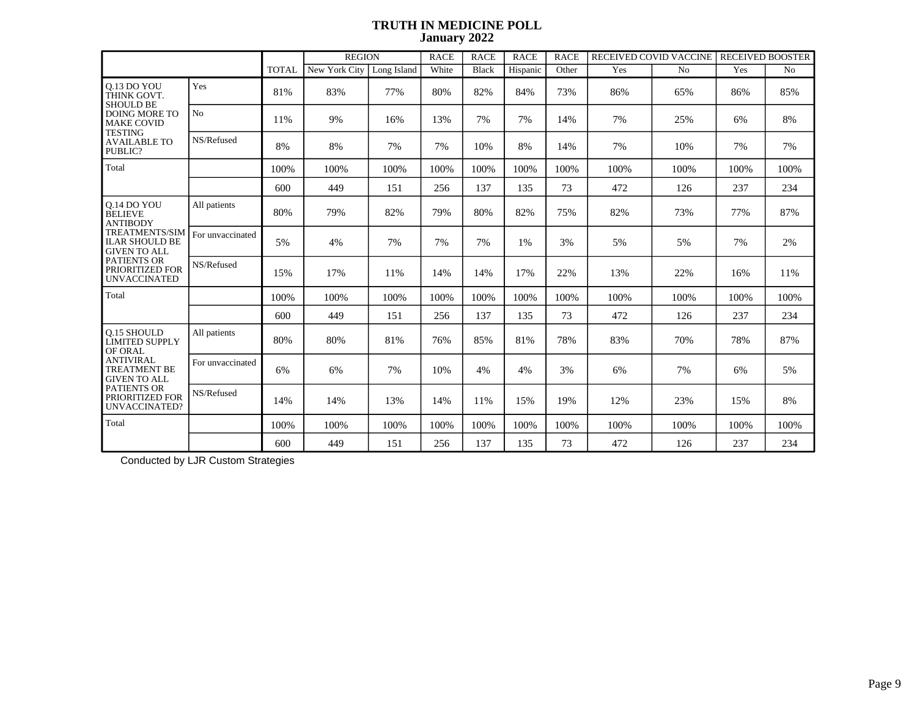# TRUTH IN MEDICINE POLL
## January 2022

| | | TOTAL | REGION | | RACE | RACE | RACE | RACE | RECEIVED COVID VACCINE | | RECEIVED BOOSTER | |
|---|---|---|---|---|---|---|---|---|---|---|---|---|
| | | | New York City | Long Island | White | Black | Hispanic | Other | Yes | No | Yes | No |
| Q.13 DO YOU THINK GOVT. SHOULD BE DOING MORE TO MAKE COVID TESTING AVAILABLE TO PUBLIC? | Yes | 81% | 83% | 77% | 80% | 82% | 84% | 73% | 86% | 65% | 86% | 85% |
| | No | 11% | 9% | 16% | 13% | 7% | 7% | 14% | 7% | 25% | 6% | 8% |
| | NS/Refused | 8% | 8% | 7% | 7% | 10% | 8% | 14% | 7% | 10% | 7% | 7% |
| Total | | 100% | 100% | 100% | 100% | 100% | 100% | 100% | 100% | 100% | 100% | 100% |
| | | 600 | 449 | 151 | 256 | 137 | 135 | 73 | 472 | 126 | 237 | 234 |
| Q.14 DO YOU BELIEVE ANTIBODY TREATMENTS/SIMILAR SHOULD BE GIVEN TO ALL PATIENTS OR PRIORITIZED FOR UNVACCINATED | All patients | 80% | 79% | 82% | 79% | 80% | 82% | 75% | 82% | 73% | 77% | 87% |
| | For unvaccinated | 5% | 4% | 7% | 7% | 7% | 1% | 3% | 5% | 5% | 7% | 2% |
| | NS/Refused | 15% | 17% | 11% | 14% | 14% | 17% | 22% | 13% | 22% | 16% | 11% |
| Total | | 100% | 100% | 100% | 100% | 100% | 100% | 100% | 100% | 100% | 100% | 100% |
| | | 600 | 449 | 151 | 256 | 137 | 135 | 73 | 472 | 126 | 237 | 234 |
| Q.15 SHOULD LIMITED SUPPLY OF ORAL ANTIVIRAL TREATMENT BE GIVEN TO ALL PATIENTS OR PRIORITIZED FOR UNVACCINATED? | All patients | 80% | 80% | 81% | 76% | 85% | 81% | 78% | 83% | 70% | 78% | 87% |
| | For unvaccinated | 6% | 6% | 7% | 10% | 4% | 4% | 3% | 6% | 7% | 6% | 5% |
| | NS/Refused | 14% | 14% | 13% | 14% | 11% | 15% | 19% | 12% | 23% | 15% | 8% |
| Total | | 100% | 100% | 100% | 100% | 100% | 100% | 100% | 100% | 100% | 100% | 100% |
| | | 600 | 449 | 151 | 256 | 137 | 135 | 73 | 472 | 126 | 237 | 234 |

Conducted by LJR Custom Strategies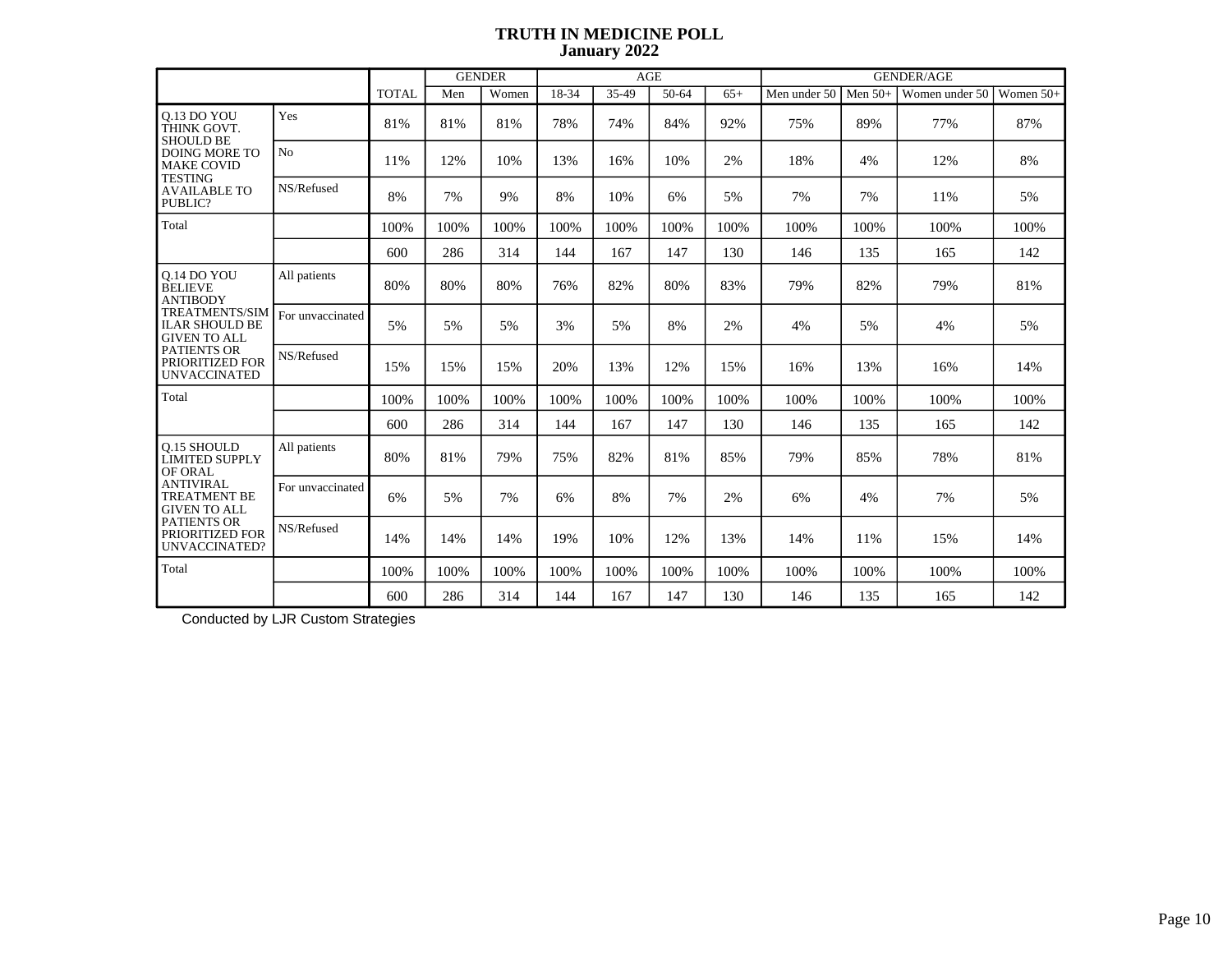# TRUTH IN MEDICINE POLL
## January 2022

| | | TOTAL | GENDER | | AGE | | | | GENDER/AGE | | | |
|---|---|---|---|---|---|---|---|---|---|---|---|---|
| | | | Men | Women | 18-34 | 35-49 | 50-64 | 65+ | Men under 50 | Men 50+ | Women under 50 | Women 50+ |
| Q.13 DO YOU THINK GOVT. SHOULD BE DOING MORE TO MAKE COVID TESTING AVAILABLE TO PUBLIC? | Yes | 81% | 81% | 81% | 78% | 74% | 84% | 92% | 75% | 89% | 77% | 87% |
| | No | 11% | 12% | 10% | 13% | 16% | 10% | 2% | 18% | 4% | 12% | 8% |
| | NS/Refused | 8% | 7% | 9% | 8% | 10% | 6% | 5% | 7% | 7% | 11% | 5% |
| Total | | 100% | 100% | 100% | 100% | 100% | 100% | 100% | 100% | 100% | 100% | 100% |
| | | 600 | 286 | 314 | 144 | 167 | 147 | 130 | 146 | 135 | 165 | 142 |
| Q.14 DO YOU BELIEVE ANTIBODY TREATMENTS/SIMILAR SHOULD BE GIVEN TO ALL PATIENTS OR PRIORITIZED FOR UNVACCINATED | All patients | 80% | 80% | 80% | 76% | 82% | 80% | 83% | 79% | 82% | 79% | 81% |
| | For unvaccinated | 5% | 5% | 5% | 3% | 5% | 8% | 2% | 4% | 5% | 4% | 5% |
| | NS/Refused | 15% | 15% | 15% | 20% | 13% | 12% | 15% | 16% | 13% | 16% | 14% |
| Total | | 100% | 100% | 100% | 100% | 100% | 100% | 100% | 100% | 100% | 100% | 100% |
| | | 600 | 286 | 314 | 144 | 167 | 147 | 130 | 146 | 135 | 165 | 142 |
| Q.15 SHOULD LIMITED SUPPLY OF ORAL ANTIVIRAL TREATMENT BE GIVEN TO ALL PATIENTS OR PRIORITIZED FOR UNVACCINATED? | All patients | 80% | 81% | 79% | 75% | 82% | 81% | 85% | 79% | 85% | 78% | 81% |
| | For unvaccinated | 6% | 5% | 7% | 6% | 8% | 7% | 2% | 6% | 4% | 7% | 5% |
| | NS/Refused | 14% | 14% | 14% | 19% | 10% | 12% | 13% | 14% | 11% | 15% | 14% |
| Total | | 100% | 100% | 100% | 100% | 100% | 100% | 100% | 100% | 100% | 100% | 100% |
| | | 600 | 286 | 314 | 144 | 167 | 147 | 130 | 146 | 135 | 165 | 142 |

Conducted by LJR Custom Strategies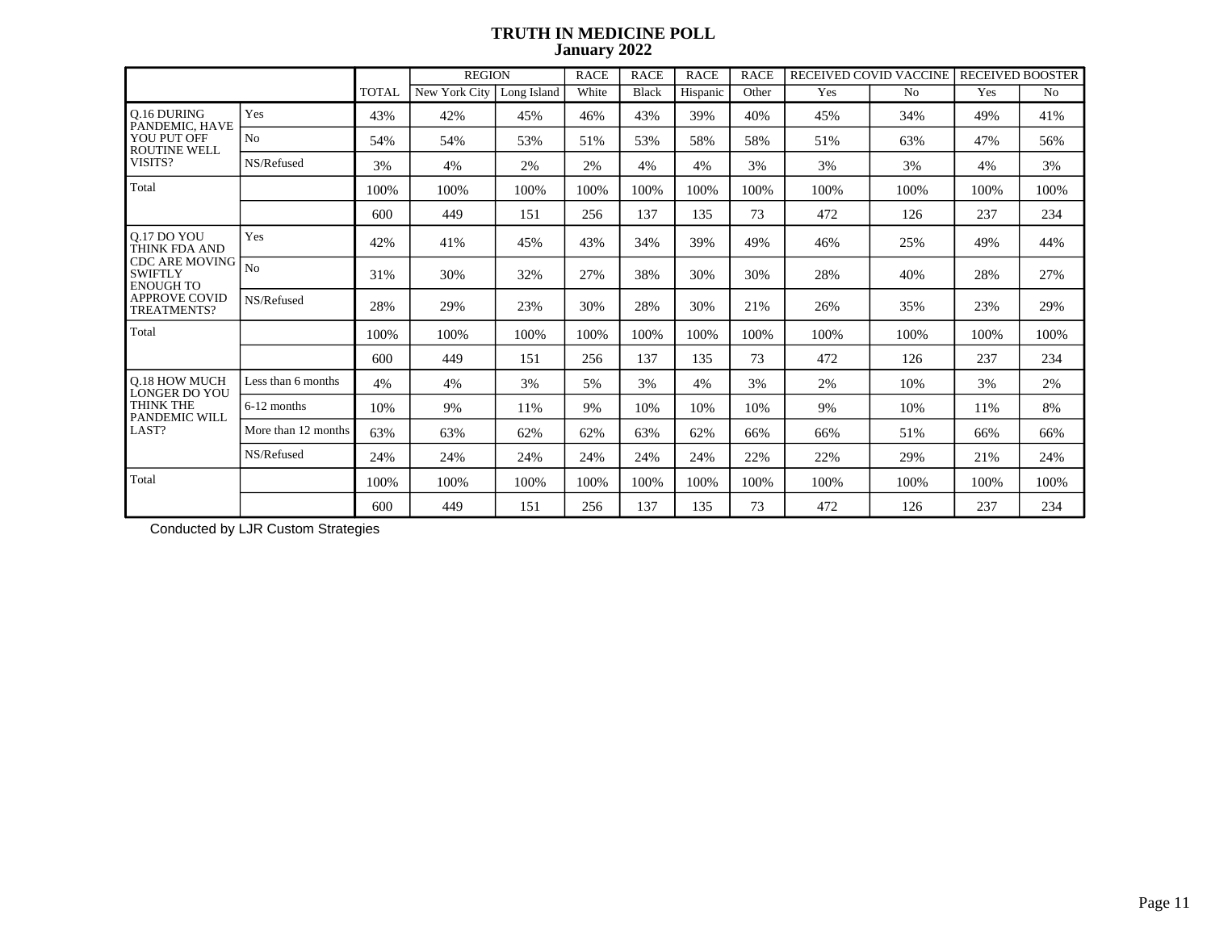# TRUTH IN MEDICINE POLL
## January 2022

| | | TOTAL | REGION | | RACE | RACE | RACE | RACE | RECEIVED COVID VACCINE | | RECEIVED BOOSTER | |
|---|---|---|---|---|---|---|---|---|---|---|---|---|
| | | | New York City | Long Island | White | Black | Hispanic | Other | Yes | No | Yes | No |
| Q.16 DURING PANDEMIC, HAVE YOU PUT OFF ROUTINE WELL VISITS? | Yes | 43% | 42% | 45% | 46% | 43% | 39% | 40% | 45% | 34% | 49% | 41% |
| | No | 54% | 54% | 53% | 51% | 53% | 58% | 58% | 51% | 63% | 47% | 56% |
| | NS/Refused | 3% | 4% | 2% | 2% | 4% | 4% | 3% | 3% | 3% | 4% | 3% |
| Total | | 100% | 100% | 100% | 100% | 100% | 100% | 100% | 100% | 100% | 100% | 100% |
| | | 600 | 449 | 151 | 256 | 137 | 135 | 73 | 472 | 126 | 237 | 234 |
| Q.17 DO YOU THINK FDA AND CDC ARE MOVING SWIFTLY ENOUGH TO APPROVE COVID TREATMENTS? | Yes | 42% | 41% | 45% | 43% | 34% | 39% | 49% | 46% | 25% | 49% | 44% |
| | No | 31% | 30% | 32% | 27% | 38% | 30% | 30% | 28% | 40% | 28% | 27% |
| | NS/Refused | 28% | 29% | 23% | 30% | 28% | 30% | 21% | 26% | 35% | 23% | 29% |
| Total | | 100% | 100% | 100% | 100% | 100% | 100% | 100% | 100% | 100% | 100% | 100% |
| | | 600 | 449 | 151 | 256 | 137 | 135 | 73 | 472 | 126 | 237 | 234 |
| Q.18 HOW MUCH LONGER DO YOU THINK THE PANDEMIC WILL LAST? | Less than 6 months | 4% | 4% | 3% | 5% | 3% | 4% | 3% | 2% | 10% | 3% | 2% |
| | 6-12 months | 10% | 9% | 11% | 9% | 10% | 10% | 10% | 9% | 10% | 11% | 8% |
| | More than 12 months | 63% | 63% | 62% | 62% | 63% | 62% | 66% | 66% | 51% | 66% | 66% |
| | NS/Refused | 24% | 24% | 24% | 24% | 24% | 24% | 22% | 22% | 29% | 21% | 24% |
| Total | | 100% | 100% | 100% | 100% | 100% | 100% | 100% | 100% | 100% | 100% | 100% |
| | | 600 | 449 | 151 | 256 | 137 | 135 | 73 | 472 | 126 | 237 | 234 |

Conducted by LJR Custom Strategies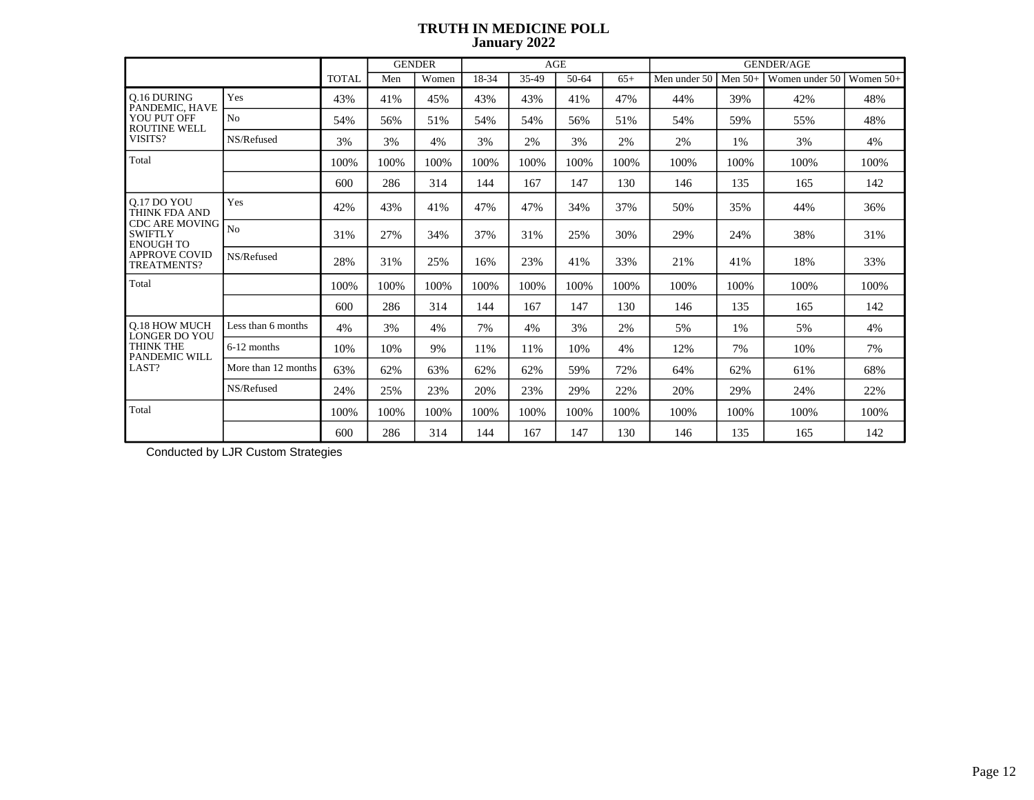# TRUTH IN MEDICINE POLL
## January 2022

| | | TOTAL | GENDER | | AGE | | | | GENDER/AGE | | | |
|---|---|---|---|---|---|---|---|---|---|---|---|---|
| | | | Men | Women | 18-34 | 35-49 | 50-64 | 65+ | Men under 50 | Men 50+ | Women under 50 | Women 50+ |
| Q.16 DURING PANDEMIC, HAVE YOU PUT OFF ROUTINE WELL VISITS? | Yes | 43% | 41% | 45% | 43% | 43% | 41% | 47% | 44% | 39% | 42% | 48% |
| | No | 54% | 56% | 51% | 54% | 54% | 56% | 51% | 54% | 59% | 55% | 48% |
| | NS/Refused | 3% | 3% | 4% | 3% | 2% | 3% | 2% | 2% | 1% | 3% | 4% |
| Total | | 100% | 100% | 100% | 100% | 100% | 100% | 100% | 100% | 100% | 100% | 100% |
| | | 600 | 286 | 314 | 144 | 167 | 147 | 130 | 146 | 135 | 165 | 142 |
| Q.17 DO YOU THINK FDA AND CDC ARE MOVING SWIFTLY ENOUGH TO APPROVE COVID TREATMENTS? | Yes | 42% | 43% | 41% | 47% | 47% | 34% | 37% | 50% | 35% | 44% | 36% |
| | No | 31% | 27% | 34% | 37% | 31% | 25% | 30% | 29% | 24% | 38% | 31% |
| | NS/Refused | 28% | 31% | 25% | 16% | 23% | 41% | 33% | 21% | 41% | 18% | 33% |
| Total | | 100% | 100% | 100% | 100% | 100% | 100% | 100% | 100% | 100% | 100% | 100% |
| | | 600 | 286 | 314 | 144 | 167 | 147 | 130 | 146 | 135 | 165 | 142 |
| Q.18 HOW MUCH LONGER DO YOU THINK THE PANDEMIC WILL LAST? | Less than 6 months | 4% | 3% | 4% | 7% | 4% | 3% | 2% | 5% | 1% | 5% | 4% |
| | 6-12 months | 10% | 10% | 9% | 11% | 11% | 10% | 4% | 12% | 7% | 10% | 7% |
| | More than 12 months | 63% | 62% | 63% | 62% | 62% | 59% | 72% | 64% | 62% | 61% | 68% |
| | NS/Refused | 24% | 25% | 23% | 20% | 23% | 29% | 22% | 20% | 29% | 24% | 22% |
| Total | | 100% | 100% | 100% | 100% | 100% | 100% | 100% | 100% | 100% | 100% | 100% |
| | | 600 | 286 | 314 | 144 | 167 | 147 | 130 | 146 | 135 | 165 | 142 |

Conducted by LJR Custom Strategies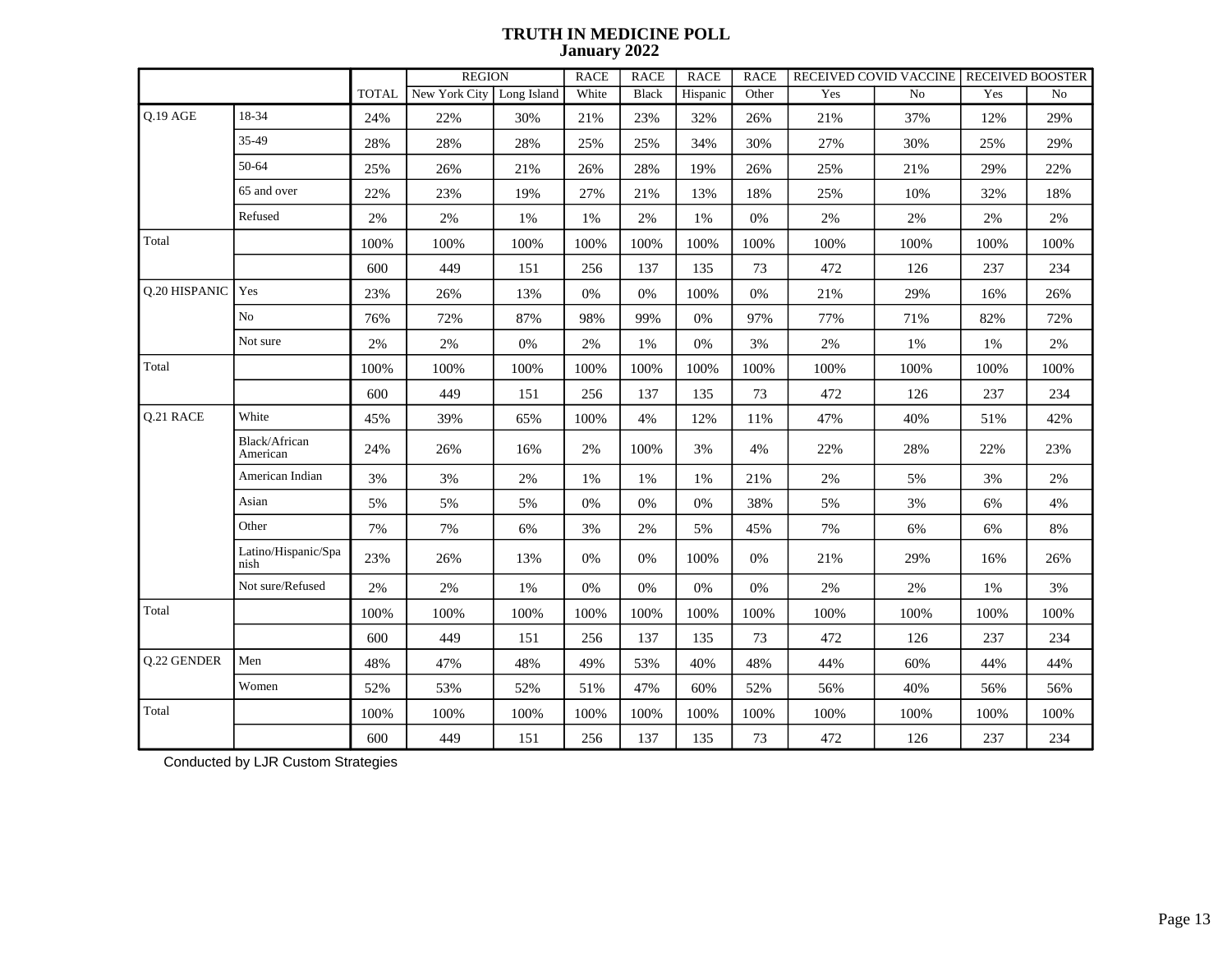# TRUTH IN MEDICINE POLL
## January 2022

| | | TOTAL | REGION | | RACE | RACE | RACE | RACE | RECEIVED COVID VACCINE | | RECEIVED BOOSTER | |
|---|---|---|---|---|---|---|---|---|---|---|---|---|
| | | | New York City | Long Island | White | Black | Hispanic | Other | Yes | No | Yes | No |
| Q.19 AGE | 18-34 | 24% | 22% | 30% | 21% | 23% | 32% | 26% | 21% | 37% | 12% | 29% |
| | 35-49 | 28% | 28% | 28% | 25% | 25% | 34% | 30% | 27% | 30% | 25% | 29% |
| | 50-64 | 25% | 26% | 21% | 26% | 28% | 19% | 26% | 25% | 21% | 29% | 22% |
| | 65 and over | 22% | 23% | 19% | 27% | 21% | 13% | 18% | 25% | 10% | 32% | 18% |
| | Refused | 2% | 2% | 1% | 1% | 2% | 1% | 0% | 2% | 2% | 2% | 2% |
| Total | | 100% | 100% | 100% | 100% | 100% | 100% | 100% | 100% | 100% | 100% | 100% |
| | | 600 | 449 | 151 | 256 | 137 | 135 | 73 | 472 | 126 | 237 | 234 |
| Q.20 HISPANIC | Yes | 23% | 26% | 13% | 0% | 0% | 100% | 0% | 21% | 29% | 16% | 26% |
| | No | 76% | 72% | 87% | 98% | 99% | 0% | 97% | 77% | 71% | 82% | 72% |
| | Not sure | 2% | 2% | 0% | 2% | 1% | 0% | 3% | 2% | 1% | 1% | 2% |
| Total | | 100% | 100% | 100% | 100% | 100% | 100% | 100% | 100% | 100% | 100% | 100% |
| | | 600 | 449 | 151 | 256 | 137 | 135 | 73 | 472 | 126 | 237 | 234 |
| Q.21 RACE | White | 45% | 39% | 65% | 100% | 4% | 12% | 11% | 47% | 40% | 51% | 42% |
| | Black/African American | 24% | 26% | 16% | 2% | 100% | 3% | 4% | 22% | 28% | 22% | 23% |
| | American Indian | 3% | 3% | 2% | 1% | 1% | 1% | 21% | 2% | 5% | 3% | 2% |
| | Asian | 5% | 5% | 5% | 0% | 0% | 0% | 38% | 5% | 3% | 6% | 4% |
| | Other | 7% | 7% | 6% | 3% | 2% | 5% | 45% | 7% | 6% | 6% | 8% |
| | Latino/Hispanic/Spanish | 23% | 26% | 13% | 0% | 0% | 100% | 0% | 21% | 29% | 16% | 26% |
| | Not sure/Refused | 2% | 2% | 1% | 0% | 0% | 0% | 0% | 2% | 2% | 1% | 3% |
| Total | | 100% | 100% | 100% | 100% | 100% | 100% | 100% | 100% | 100% | 100% | 100% |
| | | 600 | 449 | 151 | 256 | 137 | 135 | 73 | 472 | 126 | 237 | 234 |
| Q.22 GENDER | Men | 48% | 47% | 48% | 49% | 53% | 40% | 48% | 44% | 60% | 44% | 44% |
| | Women | 52% | 53% | 52% | 51% | 47% | 60% | 52% | 56% | 40% | 56% | 56% |
| Total | | 100% | 100% | 100% | 100% | 100% | 100% | 100% | 100% | 100% | 100% | 100% |
| | | 600 | 449 | 151 | 256 | 137 | 135 | 73 | 472 | 126 | 237 | 234 |

Conducted by LJR Custom Strategies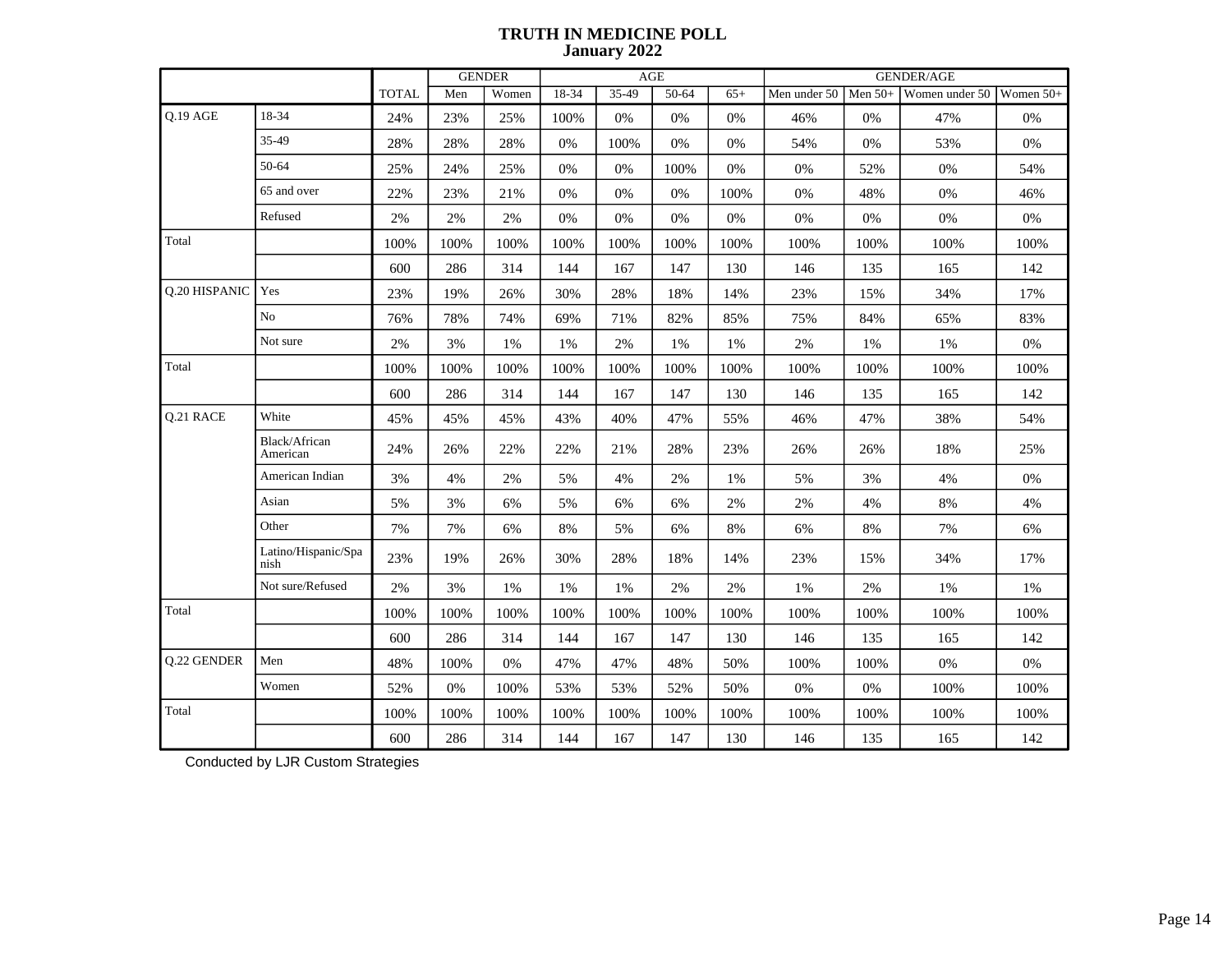# TRUTH IN MEDICINE POLL
## January 2022

| | | | GENDER | | AGE | | | | GENDER/AGE | | | |
|---|---|---|---|---|---|---|---|---|---|---|---|---|
| | | TOTAL | Men | Women | 18-34 | 35-49 | 50-64 | 65+ | Men under 50 | Men 50+ | Women under 50 | Women 50+ |
| Q.19 AGE | 18-34 | 24% | 23% | 25% | 100% | 0% | 0% | 0% | 46% | 0% | 47% | 0% |
| | 35-49 | 28% | 28% | 28% | 0% | 100% | 0% | 0% | 54% | 0% | 53% | 0% |
| | 50-64 | 25% | 24% | 25% | 0% | 0% | 100% | 0% | 0% | 52% | 0% | 54% |
| | 65 and over | 22% | 23% | 21% | 0% | 0% | 0% | 100% | 0% | 48% | 0% | 46% |
| | Refused | 2% | 2% | 2% | 0% | 0% | 0% | 0% | 0% | 0% | 0% | 0% |
| Total | | 100% | 100% | 100% | 100% | 100% | 100% | 100% | 100% | 100% | 100% | 100% |
| | | 600 | 286 | 314 | 144 | 167 | 147 | 130 | 146 | 135 | 165 | 142 |
| Q.20 HISPANIC | Yes | 23% | 19% | 26% | 30% | 28% | 18% | 14% | 23% | 15% | 34% | 17% |
| | No | 76% | 78% | 74% | 69% | 71% | 82% | 85% | 75% | 84% | 65% | 83% |
| | Not sure | 2% | 3% | 1% | 1% | 2% | 1% | 1% | 2% | 1% | 1% | 0% |
| Total | | 100% | 100% | 100% | 100% | 100% | 100% | 100% | 100% | 100% | 100% | 100% |
| | | 600 | 286 | 314 | 144 | 167 | 147 | 130 | 146 | 135 | 165 | 142 |
| Q.21 RACE | White | 45% | 45% | 45% | 43% | 40% | 47% | 55% | 46% | 47% | 38% | 54% |
| | Black/African American | 24% | 26% | 22% | 22% | 21% | 28% | 23% | 26% | 26% | 18% | 25% |
| | American Indian | 3% | 4% | 2% | 5% | 4% | 2% | 1% | 5% | 3% | 4% | 0% |
| | Asian | 5% | 3% | 6% | 5% | 6% | 6% | 2% | 2% | 4% | 8% | 4% |
| | Other | 7% | 7% | 6% | 8% | 5% | 6% | 8% | 6% | 8% | 7% | 6% |
| | Latino/Hispanic/Spanish | 23% | 19% | 26% | 30% | 28% | 18% | 14% | 23% | 15% | 34% | 17% |
| | Not sure/Refused | 2% | 3% | 1% | 1% | 1% | 2% | 2% | 1% | 2% | 1% | 1% |
| Total | | 100% | 100% | 100% | 100% | 100% | 100% | 100% | 100% | 100% | 100% | 100% |
| | | 600 | 286 | 314 | 144 | 167 | 147 | 130 | 146 | 135 | 165 | 142 |
| Q.22 GENDER | Men | 48% | 100% | 0% | 47% | 47% | 48% | 50% | 100% | 100% | 0% | 0% |
| | Women | 52% | 0% | 100% | 53% | 53% | 52% | 50% | 0% | 0% | 100% | 100% |
| Total | | 100% | 100% | 100% | 100% | 100% | 100% | 100% | 100% | 100% | 100% | 100% |
| | | 600 | 286 | 314 | 144 | 167 | 147 | 130 | 146 | 135 | 165 | 142 |

Conducted by LJR Custom Strategies